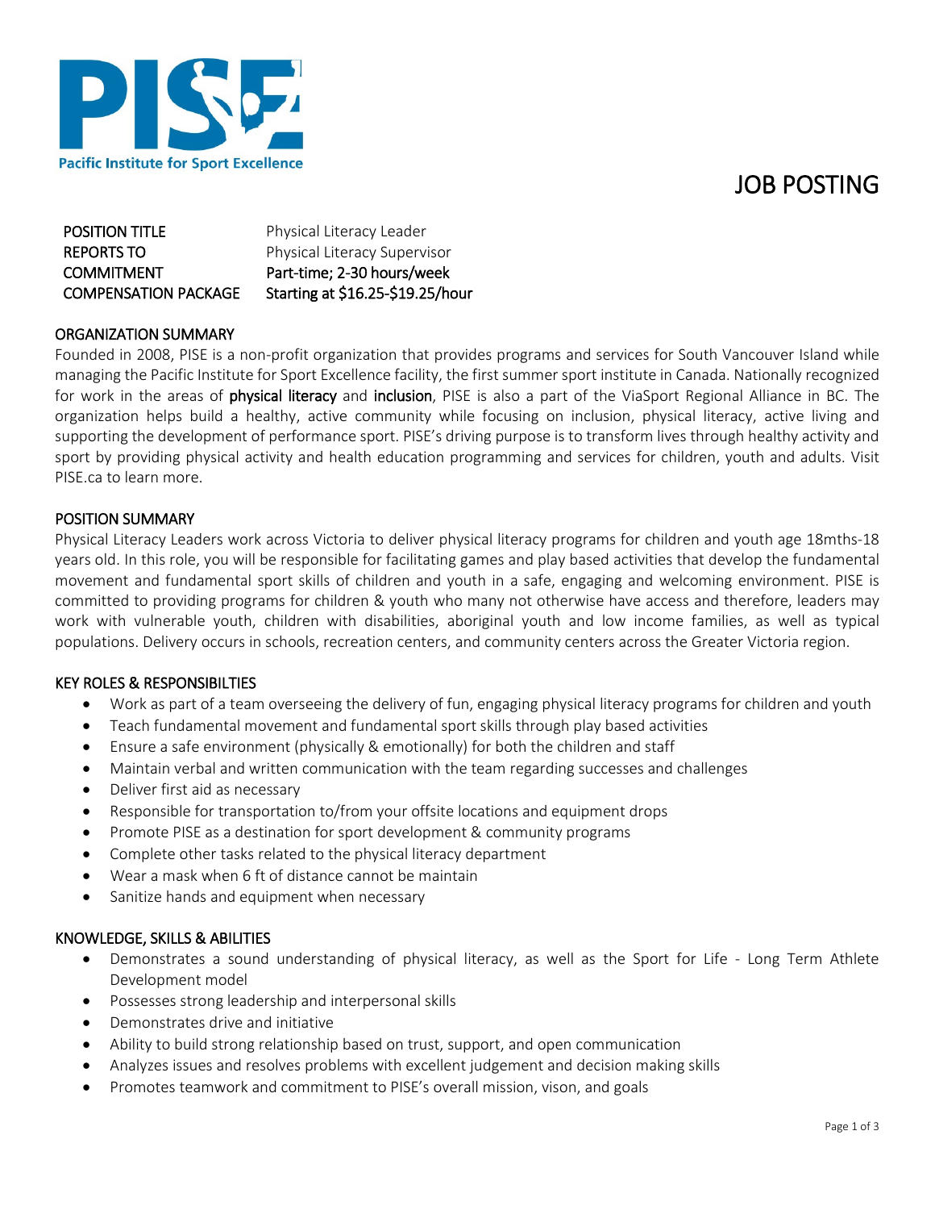Pacific Institute for Sport Excellence

# JOB POSTING

| | |
|---|---|
| POSITION TITLE | Physical Literacy Leader |
| REPORTS TO | Physical Literacy Supervisor |
| COMMITMENT | Part-time; 2-30 hours/week |
| COMPENSATION PACKAGE | Starting at $16.25-$19.25/hour |

## ORGANIZATION SUMMARY

Founded in 2008, PISE is a non-profit organization that provides programs and services for South Vancouver Island while managing the Pacific Institute for Sport Excellence facility, the first summer sport institute in Canada. Nationally recognized for work in the areas of **physical literacy** and **inclusion**, PISE is also a part of the ViaSport Regional Alliance in BC. The organization helps build a healthy, active community while focusing on inclusion, physical literacy, active living and supporting the development of performance sport. PISE's driving purpose is to transform lives through healthy activity and sport by providing physical activity and health education programming and services for children, youth and adults. Visit PISE.ca to learn more.

## POSITION SUMMARY

Physical Literacy Leaders work across Victoria to deliver physical literacy programs for children and youth age 18mths-18 years old. In this role, you will be responsible for facilitating games and play based activities that develop the fundamental movement and fundamental sport skills of children and youth in a safe, engaging and welcoming environment. PISE is committed to providing programs for children & youth who many not otherwise have access and therefore, leaders may work with vulnerable youth, children with disabilities, aboriginal youth and low income families, as well as typical populations. Delivery occurs in schools, recreation centers, and community centers across the Greater Victoria region.

## KEY ROLES & RESPONSIBILTIES

- Work as part of a team overseeing the delivery of fun, engaging physical literacy programs for children and youth
- Teach fundamental movement and fundamental sport skills through play based activities
- Ensure a safe environment (physically & emotionally) for both the children and staff
- Maintain verbal and written communication with the team regarding successes and challenges
- Deliver first aid as necessary
- Responsible for transportation to/from your offsite locations and equipment drops
- Promote PISE as a destination for sport development & community programs
- Complete other tasks related to the physical literacy department
- Wear a mask when 6 ft of distance cannot be maintain
- Sanitize hands and equipment when necessary

## KNOWLEDGE, SKILLS & ABILITIES

- Demonstrates a sound understanding of physical literacy, as well as the Sport for Life - Long Term Athlete Development model
- Possesses strong leadership and interpersonal skills
- Demonstrates drive and initiative
- Ability to build strong relationship based on trust, support, and open communication
- Analyzes issues and resolves problems with excellent judgement and decision making skills
- Promotes teamwork and commitment to PISE's overall mission, vison, and goals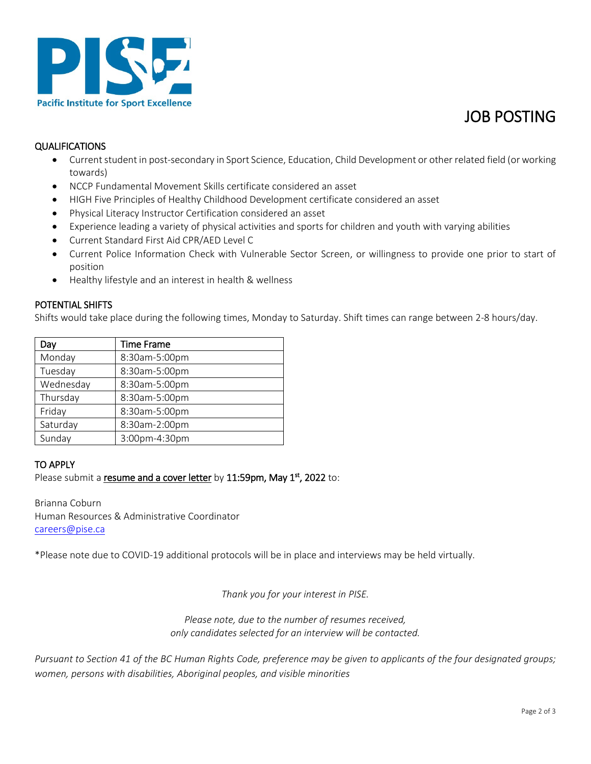Pacific Institute for Sport Excellence

# JOB POSTING

## QUALIFICATIONS

- Current student in post-secondary in Sport Science, Education, Child Development or other related field (or working towards)
- NCCP Fundamental Movement Skills certificate considered an asset
- HIGH Five Principles of Healthy Childhood Development certificate considered an asset
- Physical Literacy Instructor Certification considered an asset
- Experience leading a variety of physical activities and sports for children and youth with varying abilities
- Current Standard First Aid CPR/AED Level C
- Current Police Information Check with Vulnerable Sector Screen, or willingness to provide one prior to start of position
- Healthy lifestyle and an interest in health & wellness

## POTENTIAL SHIFTS

Shifts would take place during the following times, Monday to Saturday. Shift times can range between 2-8 hours/day.

| Day | Time Frame |
|---|---|
| Monday | 8:30am-5:00pm |
| Tuesday | 8:30am-5:00pm |
| Wednesday | 8:30am-5:00pm |
| Thursday | 8:30am-5:00pm |
| Friday | 8:30am-5:00pm |
| Saturday | 8:30am-2:00pm |
| Sunday | 3:00pm-4:30pm |

## TO APPLY

Please submit a **resume and a cover letter** by **11:59pm, May 1st, 2022** to:

Brianna Coburn
Human Resources & Administrative Coordinator
careers@pise.ca

*Please note due to COVID-19 additional protocols will be in place and interviews may be held virtually.

*Thank you for your interest in PISE.*

*Please note, due to the number of resumes received, only candidates selected for an interview will be contacted.*

*Pursuant to Section 41 of the BC Human Rights Code, preference may be given to applicants of the four designated groups; women, persons with disabilities, Aboriginal peoples, and visible minorities*